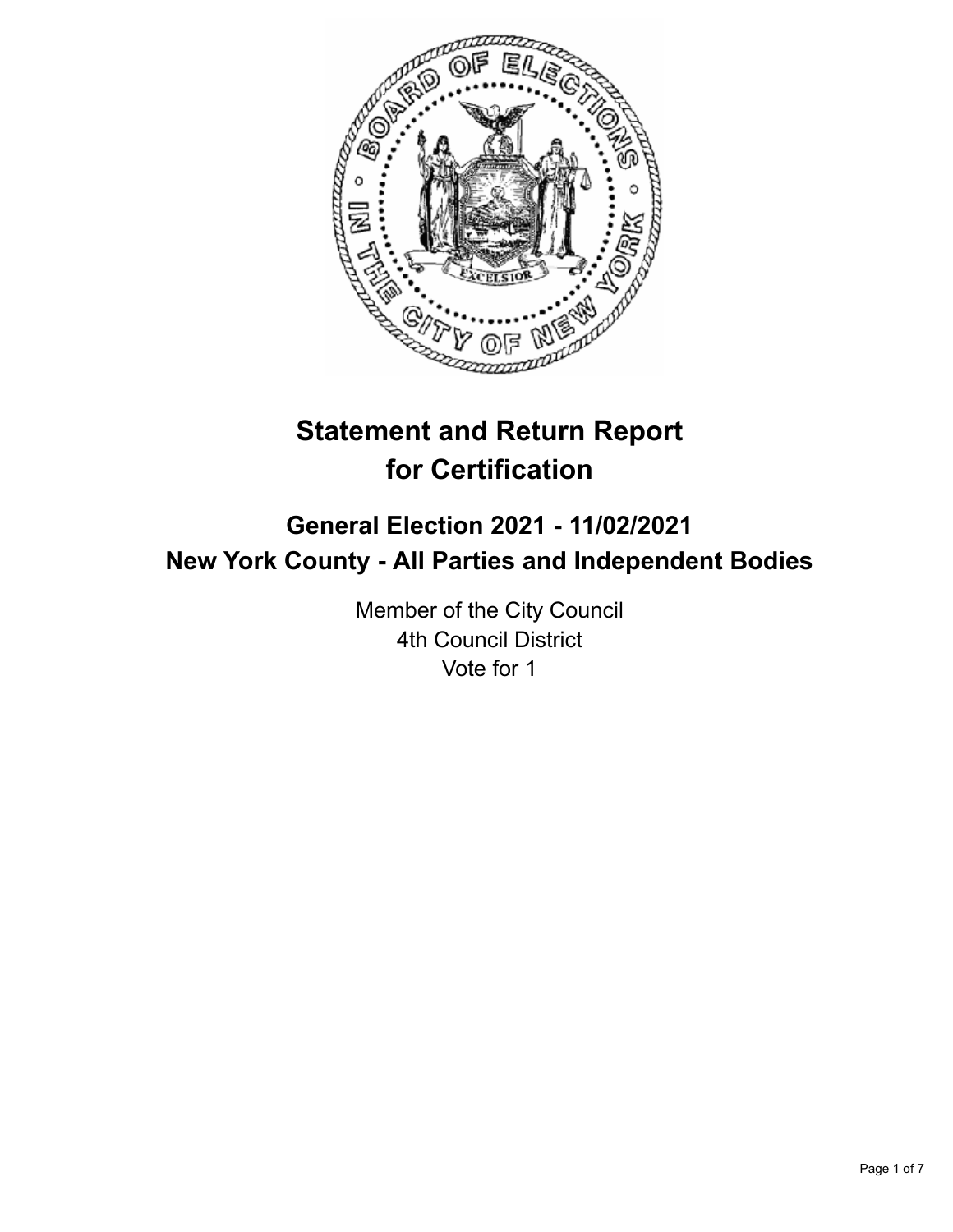# Statement and Return Report for Certification

## General Election 2021 - 11/02/2021
## New York County - All Parties and Independent Bodies

Member of the City Council
4th Council District
Vote for 1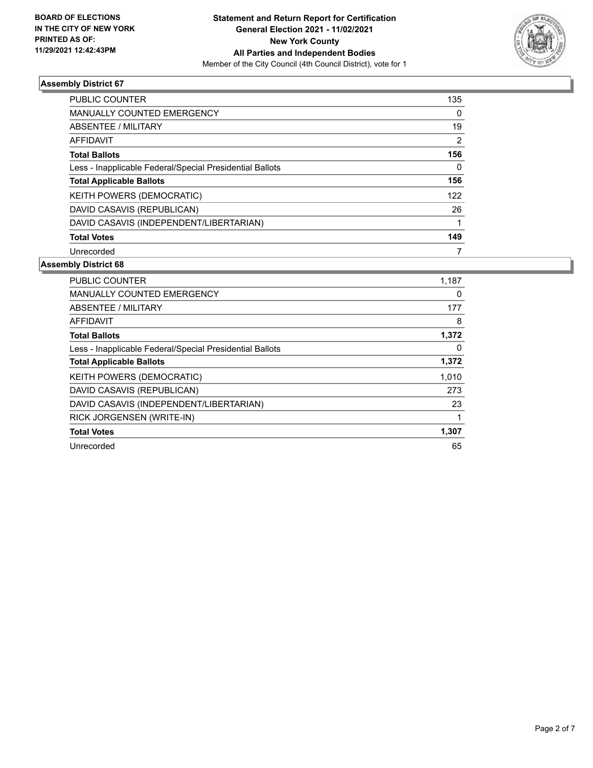**BOARD OF ELECTIONS IN THE CITY OF NEW YORK PRINTED AS OF: 11/29/2021 12:42:43PM**

**Statement and Return Report for Certification General Election 2021 - 11/02/2021 New York County All Parties and Independent Bodies**

Member of the City Council (4th Council District), vote for 1

### Assembly District 67

| | |
|---|---|
| PUBLIC COUNTER | 135 |
| MANUALLY COUNTED EMERGENCY | 0 |
| ABSENTEE / MILITARY | 19 |
| AFFIDAVIT | 2 |
| **Total Ballots** | **156** |
| Less - Inapplicable Federal/Special Presidential Ballots | 0 |
| **Total Applicable Ballots** | **156** |
| KEITH POWERS (DEMOCRATIC) | 122 |
| DAVID CASAVIS (REPUBLICAN) | 26 |
| DAVID CASAVIS (INDEPENDENT/LIBERTARIAN) | 1 |
| **Total Votes** | **149** |
| Unrecorded | 7 |

### Assembly District 68

| | |
|---|---|
| PUBLIC COUNTER | 1,187 |
| MANUALLY COUNTED EMERGENCY | 0 |
| ABSENTEE / MILITARY | 177 |
| AFFIDAVIT | 8 |
| **Total Ballots** | **1,372** |
| Less - Inapplicable Federal/Special Presidential Ballots | 0 |
| **Total Applicable Ballots** | **1,372** |
| KEITH POWERS (DEMOCRATIC) | 1,010 |
| DAVID CASAVIS (REPUBLICAN) | 273 |
| DAVID CASAVIS (INDEPENDENT/LIBERTARIAN) | 23 |
| RICK JORGENSEN (WRITE-IN) | 1 |
| **Total Votes** | **1,307** |
| Unrecorded | 65 |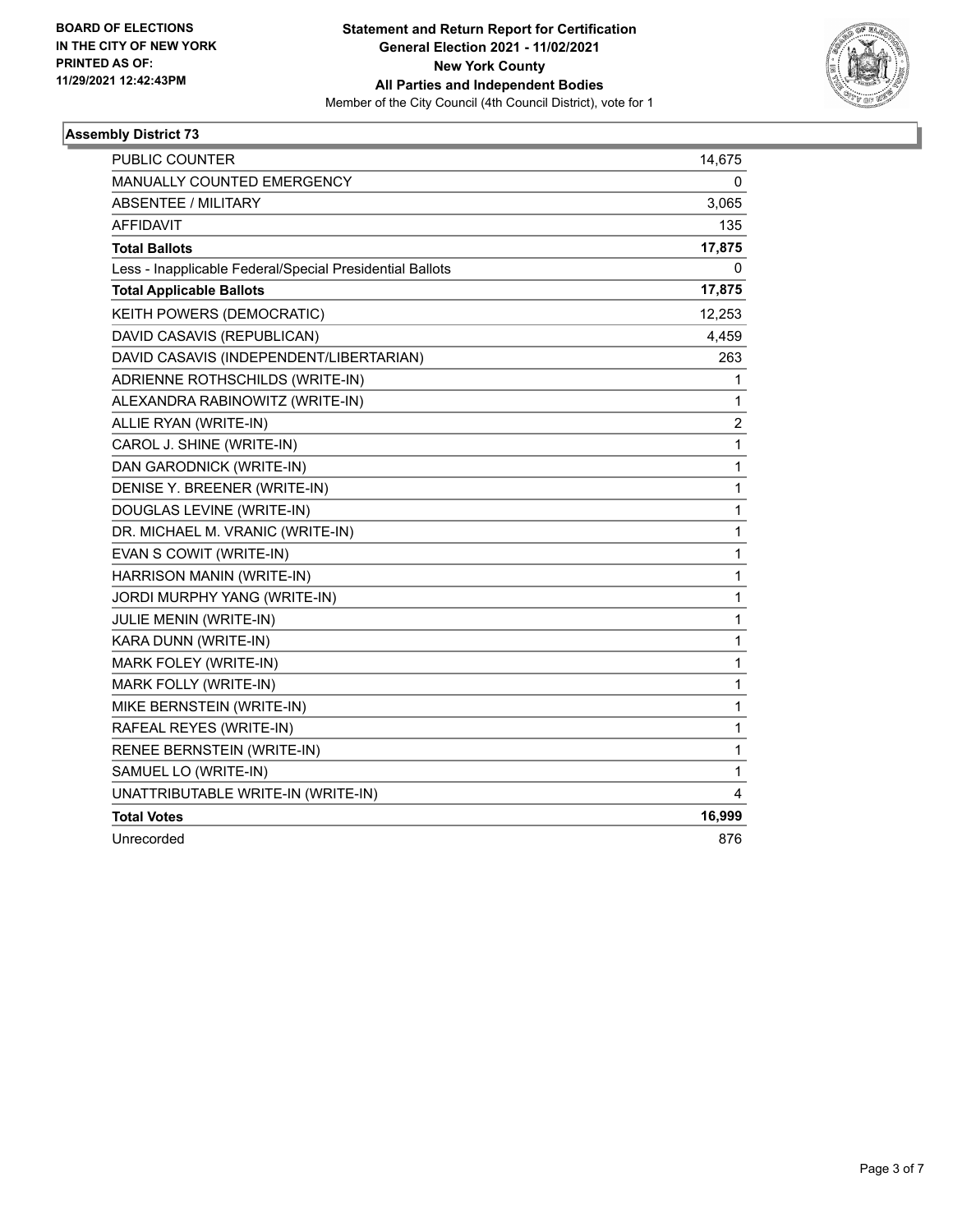**BOARD OF ELECTIONS IN THE CITY OF NEW YORK PRINTED AS OF: 11/29/2021 12:42:43PM**

**Statement and Return Report for Certification**
**General Election 2021 - 11/02/2021**
**New York County**
**All Parties and Independent Bodies**
Member of the City Council (4th Council District), vote for 1

### Assembly District 73

| | |
|---|---|
| PUBLIC COUNTER | 14,675 |
| MANUALLY COUNTED EMERGENCY | 0 |
| ABSENTEE / MILITARY | 3,065 |
| AFFIDAVIT | 135 |
| **Total Ballots** | **17,875** |
| Less - Inapplicable Federal/Special Presidential Ballots | 0 |
| **Total Applicable Ballots** | **17,875** |
| KEITH POWERS (DEMOCRATIC) | 12,253 |
| DAVID CASAVIS (REPUBLICAN) | 4,459 |
| DAVID CASAVIS (INDEPENDENT/LIBERTARIAN) | 263 |
| ADRIENNE ROTHSCHILDS (WRITE-IN) | 1 |
| ALEXANDRA RABINOWITZ (WRITE-IN) | 1 |
| ALLIE RYAN (WRITE-IN) | 2 |
| CAROL J. SHINE (WRITE-IN) | 1 |
| DAN GARODNICK (WRITE-IN) | 1 |
| DENISE Y. BREENER (WRITE-IN) | 1 |
| DOUGLAS LEVINE (WRITE-IN) | 1 |
| DR. MICHAEL M. VRANIC (WRITE-IN) | 1 |
| EVAN S COWIT (WRITE-IN) | 1 |
| HARRISON MANIN (WRITE-IN) | 1 |
| JORDI MURPHY YANG (WRITE-IN) | 1 |
| JULIE MENIN (WRITE-IN) | 1 |
| KARA DUNN (WRITE-IN) | 1 |
| MARK FOLEY (WRITE-IN) | 1 |
| MARK FOLLY (WRITE-IN) | 1 |
| MIKE BERNSTEIN (WRITE-IN) | 1 |
| RAFEAL REYES (WRITE-IN) | 1 |
| RENEE BERNSTEIN (WRITE-IN) | 1 |
| SAMUEL LO (WRITE-IN) | 1 |
| UNATTRIBUTABLE WRITE-IN (WRITE-IN) | 4 |
| **Total Votes** | **16,999** |
| Unrecorded | 876 |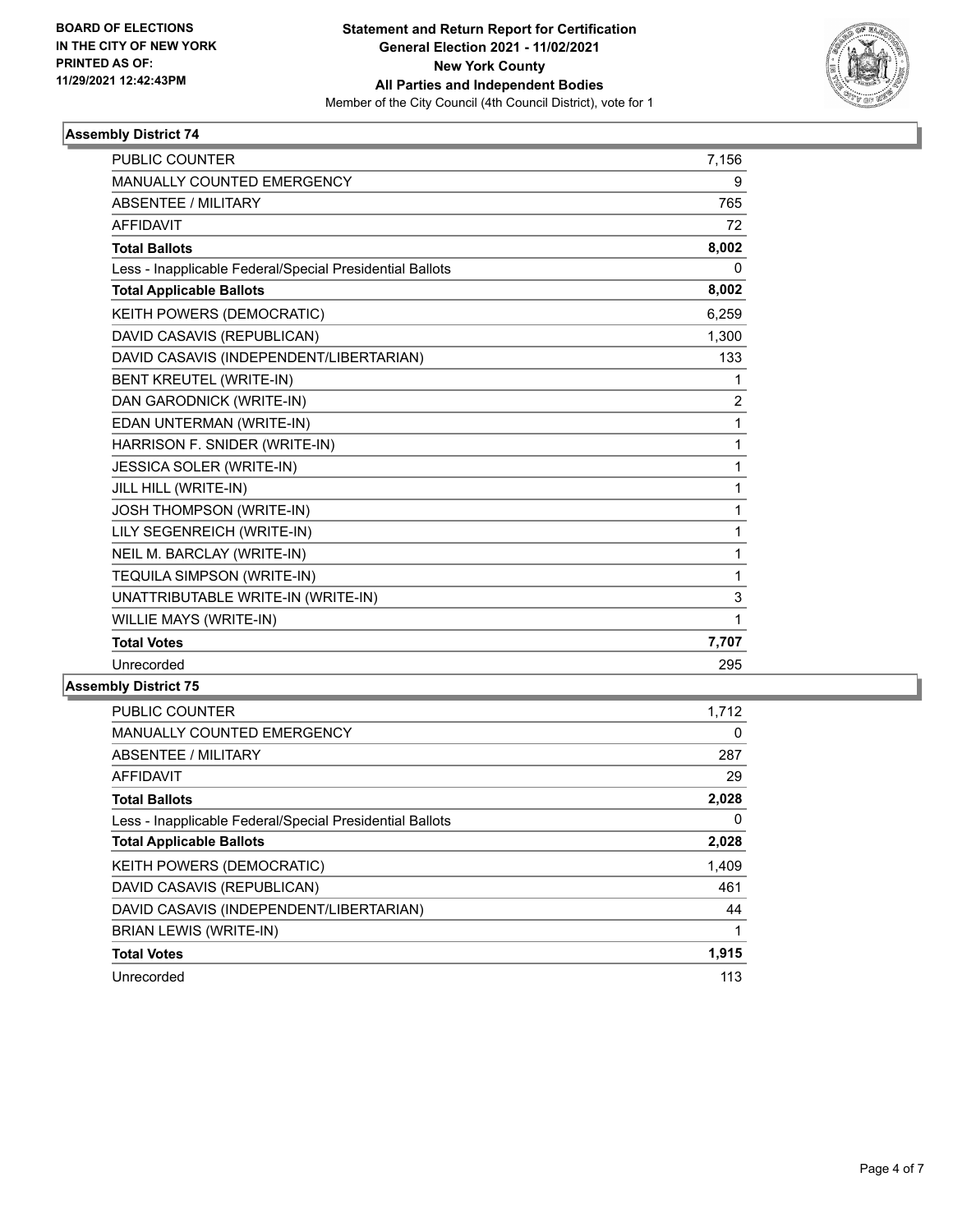BOARD OF ELECTIONS
IN THE CITY OF NEW YORK
PRINTED AS OF:
11/29/2021 12:42:43PM

**Statement and Return Report for Certification**
**General Election 2021 - 11/02/2021**
**New York County**
**All Parties and Independent Bodies**
Member of the City Council (4th Council District), vote for 1

### Assembly District 74

| | |
|---|---|
| PUBLIC COUNTER | 7,156 |
| MANUALLY COUNTED EMERGENCY | 9 |
| ABSENTEE / MILITARY | 765 |
| AFFIDAVIT | 72 |
| **Total Ballots** | **8,002** |
| Less - Inapplicable Federal/Special Presidential Ballots | 0 |
| **Total Applicable Ballots** | **8,002** |
| KEITH POWERS (DEMOCRATIC) | 6,259 |
| DAVID CASAVIS (REPUBLICAN) | 1,300 |
| DAVID CASAVIS (INDEPENDENT/LIBERTARIAN) | 133 |
| BENT KREUTEL (WRITE-IN) | 1 |
| DAN GARODNICK (WRITE-IN) | 2 |
| EDAN UNTERMAN (WRITE-IN) | 1 |
| HARRISON F. SNIDER (WRITE-IN) | 1 |
| JESSICA SOLER (WRITE-IN) | 1 |
| JILL HILL (WRITE-IN) | 1 |
| JOSH THOMPSON (WRITE-IN) | 1 |
| LILY SEGENREICH (WRITE-IN) | 1 |
| NEIL M. BARCLAY (WRITE-IN) | 1 |
| TEQUILA SIMPSON (WRITE-IN) | 1 |
| UNATTRIBUTABLE WRITE-IN (WRITE-IN) | 3 |
| WILLIE MAYS (WRITE-IN) | 1 |
| **Total Votes** | **7,707** |
| Unrecorded | 295 |

### Assembly District 75

| | |
|---|---|
| PUBLIC COUNTER | 1,712 |
| MANUALLY COUNTED EMERGENCY | 0 |
| ABSENTEE / MILITARY | 287 |
| AFFIDAVIT | 29 |
| **Total Ballots** | **2,028** |
| Less - Inapplicable Federal/Special Presidential Ballots | 0 |
| **Total Applicable Ballots** | **2,028** |
| KEITH POWERS (DEMOCRATIC) | 1,409 |
| DAVID CASAVIS (REPUBLICAN) | 461 |
| DAVID CASAVIS (INDEPENDENT/LIBERTARIAN) | 44 |
| BRIAN LEWIS (WRITE-IN) | 1 |
| **Total Votes** | **1,915** |
| Unrecorded | 113 |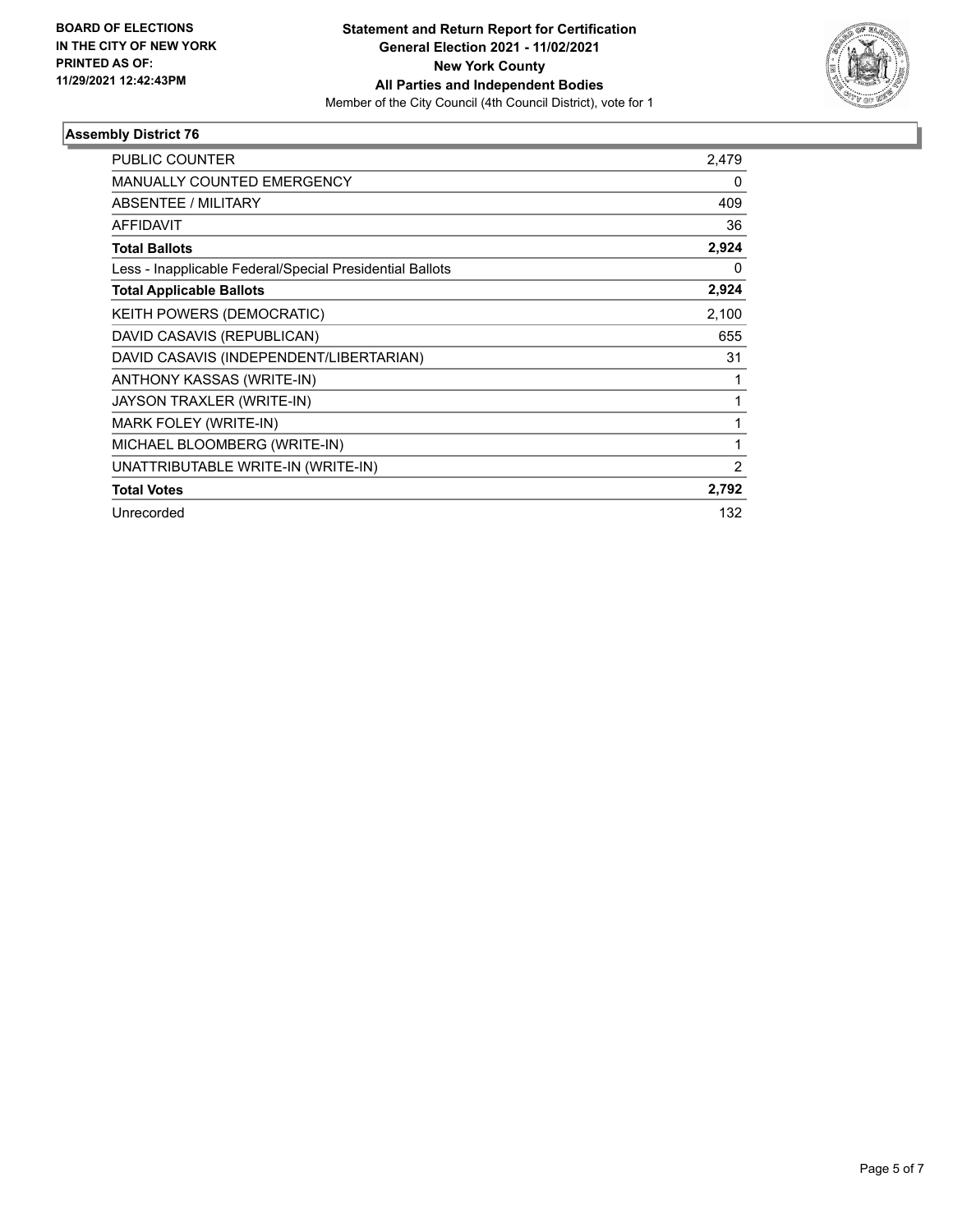**BOARD OF ELECTIONS IN THE CITY OF NEW YORK PRINTED AS OF: 11/29/2021 12:42:43PM**

# Statement and Return Report for Certification
## General Election 2021 - 11/02/2021
## New York County
## All Parties and Independent Bodies
Member of the City Council (4th Council District), vote for 1

### Assembly District 76

| | |
|---|---|
| PUBLIC COUNTER | 2,479 |
| MANUALLY COUNTED EMERGENCY | 0 |
| ABSENTEE / MILITARY | 409 |
| AFFIDAVIT | 36 |
| **Total Ballots** | **2,924** |
| Less - Inapplicable Federal/Special Presidential Ballots | 0 |
| **Total Applicable Ballots** | **2,924** |
| KEITH POWERS (DEMOCRATIC) | 2,100 |
| DAVID CASAVIS (REPUBLICAN) | 655 |
| DAVID CASAVIS (INDEPENDENT/LIBERTARIAN) | 31 |
| ANTHONY KASSAS (WRITE-IN) | 1 |
| JAYSON TRAXLER (WRITE-IN) | 1 |
| MARK FOLEY (WRITE-IN) | 1 |
| MICHAEL BLOOMBERG (WRITE-IN) | 1 |
| UNATTRIBUTABLE WRITE-IN (WRITE-IN) | 2 |
| **Total Votes** | **2,792** |
| Unrecorded | 132 |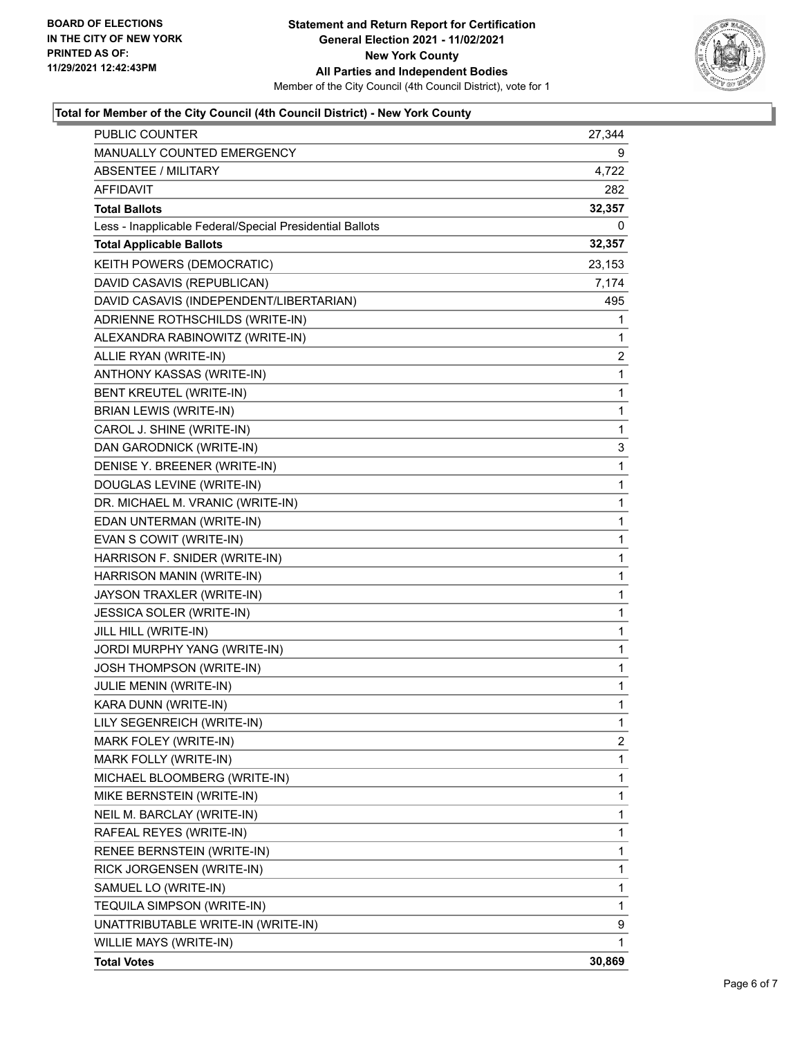BOARD OF ELECTIONS
IN THE CITY OF NEW YORK
PRINTED AS OF:
11/29/2021 12:42:43PM

**Statement and Return Report for Certification**
**General Election 2021 - 11/02/2021**
**New York County**
**All Parties and Independent Bodies**
Member of the City Council (4th Council District), vote for 1

### Total for Member of the City Council (4th Council District) - New York County

| | |
|---|---|
| PUBLIC COUNTER | 27,344 |
| MANUALLY COUNTED EMERGENCY | 9 |
| ABSENTEE / MILITARY | 4,722 |
| AFFIDAVIT | 282 |
| **Total Ballots** | **32,357** |
| Less - Inapplicable Federal/Special Presidential Ballots | 0 |
| **Total Applicable Ballots** | **32,357** |
| KEITH POWERS (DEMOCRATIC) | 23,153 |
| DAVID CASAVIS (REPUBLICAN) | 7,174 |
| DAVID CASAVIS (INDEPENDENT/LIBERTARIAN) | 495 |
| ADRIENNE ROTHSCHILDS (WRITE-IN) | 1 |
| ALEXANDRA RABINOWITZ (WRITE-IN) | 1 |
| ALLIE RYAN (WRITE-IN) | 2 |
| ANTHONY KASSAS (WRITE-IN) | 1 |
| BENT KREUTEL (WRITE-IN) | 1 |
| BRIAN LEWIS (WRITE-IN) | 1 |
| CAROL J. SHINE (WRITE-IN) | 1 |
| DAN GARODNICK (WRITE-IN) | 3 |
| DENISE Y. BREENER (WRITE-IN) | 1 |
| DOUGLAS LEVINE (WRITE-IN) | 1 |
| DR. MICHAEL M. VRANIC (WRITE-IN) | 1 |
| EDAN UNTERMAN (WRITE-IN) | 1 |
| EVAN S COWIT (WRITE-IN) | 1 |
| HARRISON F. SNIDER (WRITE-IN) | 1 |
| HARRISON MANIN (WRITE-IN) | 1 |
| JAYSON TRAXLER (WRITE-IN) | 1 |
| JESSICA SOLER (WRITE-IN) | 1 |
| JILL HILL (WRITE-IN) | 1 |
| JORDI MURPHY YANG (WRITE-IN) | 1 |
| JOSH THOMPSON (WRITE-IN) | 1 |
| JULIE MENIN (WRITE-IN) | 1 |
| KARA DUNN (WRITE-IN) | 1 |
| LILY SEGENREICH (WRITE-IN) | 1 |
| MARK FOLEY (WRITE-IN) | 2 |
| MARK FOLLY (WRITE-IN) | 1 |
| MICHAEL BLOOMBERG (WRITE-IN) | 1 |
| MIKE BERNSTEIN (WRITE-IN) | 1 |
| NEIL M. BARCLAY (WRITE-IN) | 1 |
| RAFEAL REYES (WRITE-IN) | 1 |
| RENEE BERNSTEIN (WRITE-IN) | 1 |
| RICK JORGENSEN (WRITE-IN) | 1 |
| SAMUEL LO (WRITE-IN) | 1 |
| TEQUILA SIMPSON (WRITE-IN) | 1 |
| UNATTRIBUTABLE WRITE-IN (WRITE-IN) | 9 |
| WILLIE MAYS (WRITE-IN) | 1 |
| **Total Votes** | **30,869** |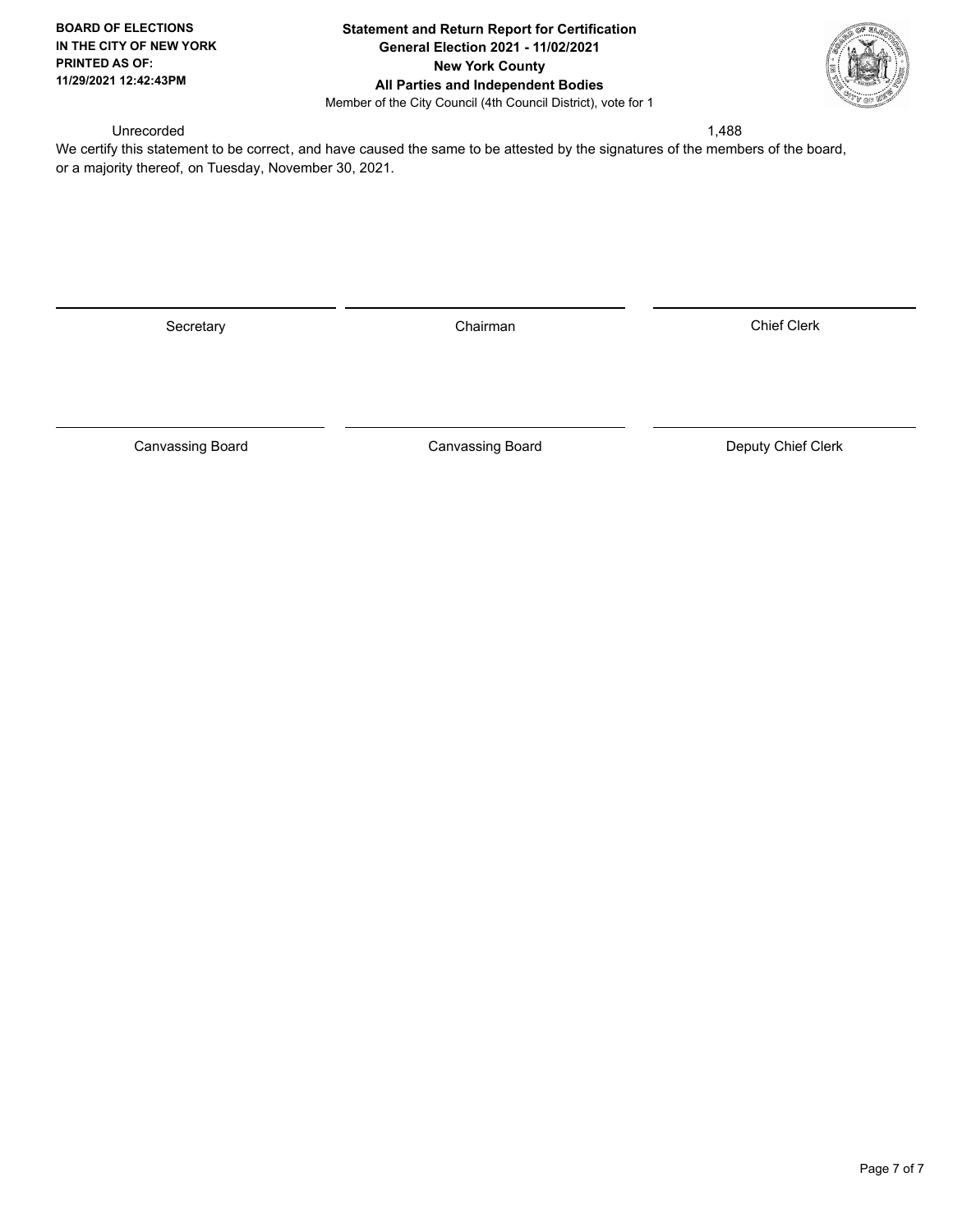**BOARD OF ELECTIONS IN THE CITY OF NEW YORK**
**PRINTED AS OF: 11/29/2021 12:42:43PM**

**Statement and Return Report for Certification**
**General Election 2021 - 11/02/2021**
**New York County**
**All Parties and Independent Bodies**
Member of the City Council (4th Council District), vote for 1

| | |
|---|---|
| Unrecorded | 1,488 |

We certify this statement to be correct, and have caused the same to be attested by the signatures of the members of the board, or a majority thereof, on Tuesday, November 30, 2021.

| | | |
|---|---|---|
| Secretary | Chairman | Chief Clerk |
| Canvassing Board | Canvassing Board | Deputy Chief Clerk |